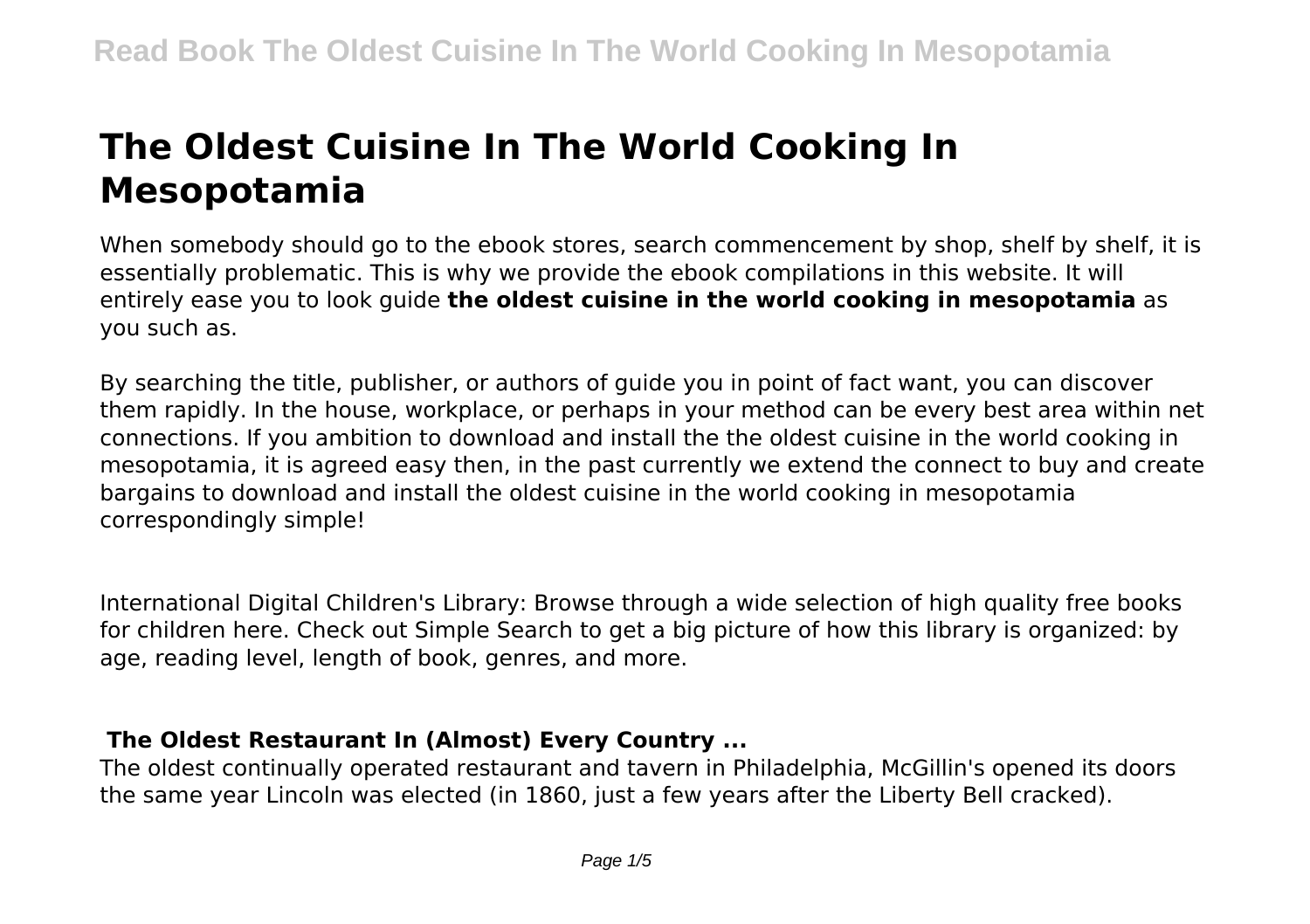# The Oldest Cuisine In The World Cooking In Mesopotamia

When somebody should go to the ebook stores, search commencement by shop, shelf by shelf, it is essentially problematic. This is why we provide the ebook compilations in this website. It will entirely ease you to look guide **the oldest cuisine in the world cooking in mesopotamia** as you such as.

By searching the title, publisher, or authors of guide you in point of fact want, you can discover them rapidly. In the house, workplace, or perhaps in your method can be every best area within net connections. If you ambition to download and install the the oldest cuisine in the world cooking in mesopotamia, it is agreed easy then, in the past currently we extend the connect to buy and create bargains to download and install the oldest cuisine in the world cooking in mesopotamia correspondingly simple!

International Digital Children's Library: Browse through a wide selection of high quality free books for children here. Check out Simple Search to get a big picture of how this library is organized: by age, reading level, length of book, genres, and more.

## The Oldest Restaurant In (Almost) Every Country ...

The oldest continually operated restaurant and tavern in Philadelphia, McGillin's opened its doors the same year Lincoln was elected (in 1860, just a few years after the Liberty Bell cracked).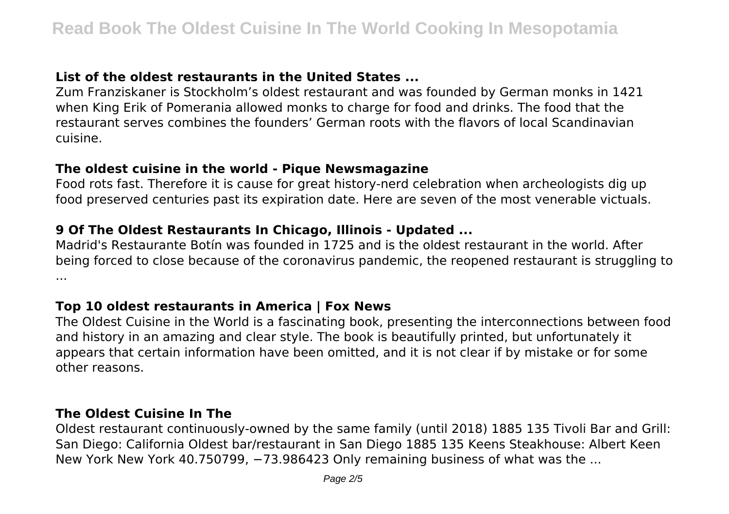### List of the oldest restaurants in the United States ...

Zum Franziskaner is Stockholm's oldest restaurant and was founded by German monks in 1421 when King Erik of Pomerania allowed monks to charge for food and drinks. The food that the restaurant serves combines the founders' German roots with the flavors of local Scandinavian cuisine.

### The oldest cuisine in the world - Pique Newsmagazine

Food rots fast. Therefore it is cause for great history-nerd celebration when archeologists dig up food preserved centuries past its expiration date. Here are seven of the most venerable victuals.

### 9 Of The Oldest Restaurants In Chicago, Illinois - Updated ...

Madrid's Restaurante Botín was founded in 1725 and is the oldest restaurant in the world. After being forced to close because of the coronavirus pandemic, the reopened restaurant is struggling to ...

### Top 10 oldest restaurants in America | Fox News

The Oldest Cuisine in the World is a fascinating book, presenting the interconnections between food and history in an amazing and clear style. The book is beautifully printed, but unfortunately it appears that certain information have been omitted, and it is not clear if by mistake or for some other reasons.

### The Oldest Cuisine In The

Oldest restaurant continuously-owned by the same family (until 2018) 1885 135 Tivoli Bar and Grill: San Diego: California Oldest bar/restaurant in San Diego 1885 135 Keens Steakhouse: Albert Keen New York New York 40.750799, −73.986423 Only remaining business of what was the ...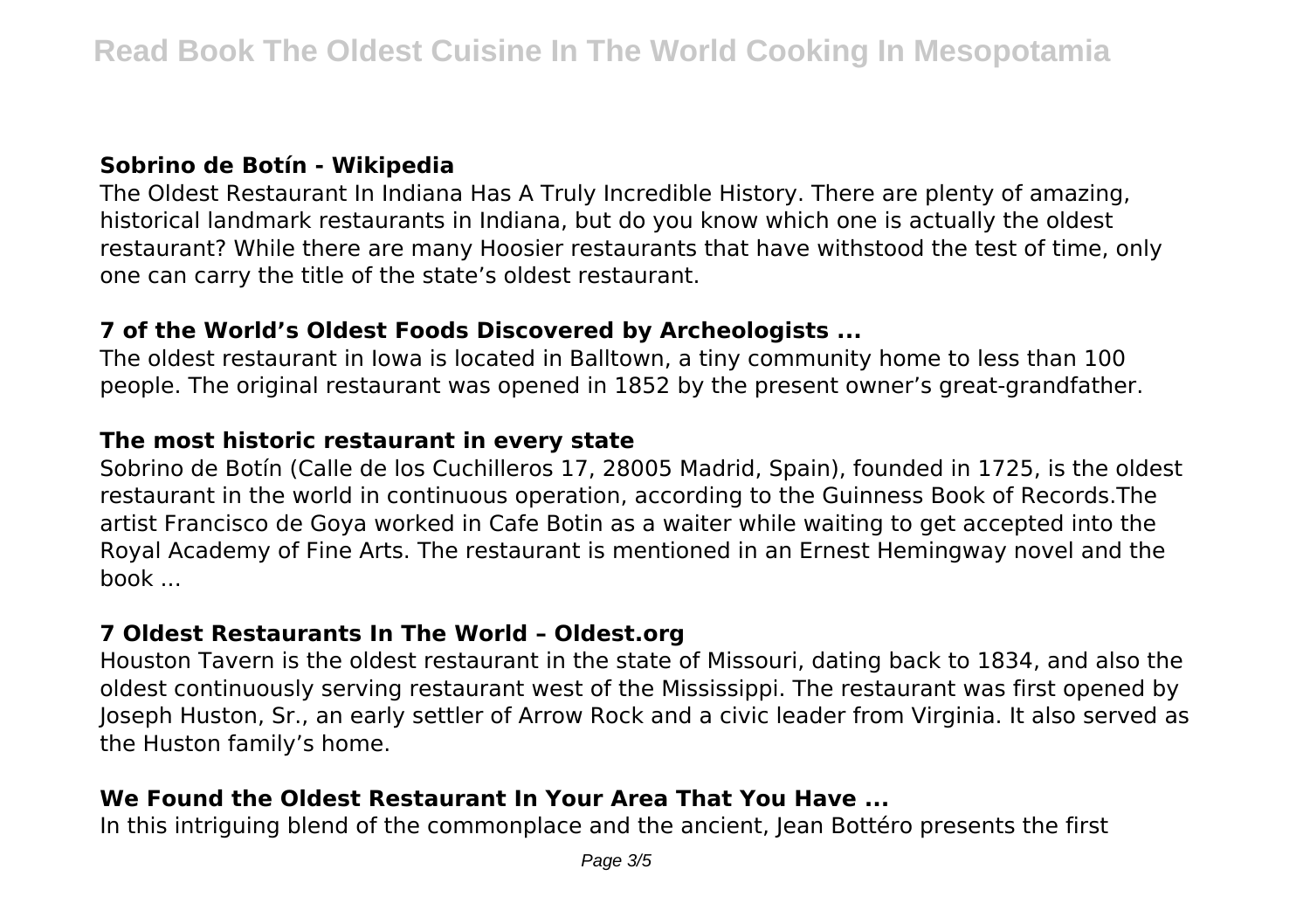### Sobrino de Botín - Wikipedia

The Oldest Restaurant In Indiana Has A Truly Incredible History. There are plenty of amazing, historical landmark restaurants in Indiana, but do you know which one is actually the oldest restaurant? While there are many Hoosier restaurants that have withstood the test of time, only one can carry the title of the state's oldest restaurant.

### 7 of the World's Oldest Foods Discovered by Archeologists ...

The oldest restaurant in Iowa is located in Balltown, a tiny community home to less than 100 people. The original restaurant was opened in 1852 by the present owner's great-grandfather.

### The most historic restaurant in every state

Sobrino de Botín (Calle de los Cuchilleros 17, 28005 Madrid, Spain), founded in 1725, is the oldest restaurant in the world in continuous operation, according to the Guinness Book of Records.The artist Francisco de Goya worked in Cafe Botin as a waiter while waiting to get accepted into the Royal Academy of Fine Arts. The restaurant is mentioned in an Ernest Hemingway novel and the book ...

### 7 Oldest Restaurants In The World – Oldest.org

Houston Tavern is the oldest restaurant in the state of Missouri, dating back to 1834, and also the oldest continuously serving restaurant west of the Mississippi. The restaurant was first opened by Joseph Huston, Sr., an early settler of Arrow Rock and a civic leader from Virginia. It also served as the Huston family's home.

### We Found the Oldest Restaurant In Your Area That You Have ...

In this intriguing blend of the commonplace and the ancient, Jean Bottéro presents the first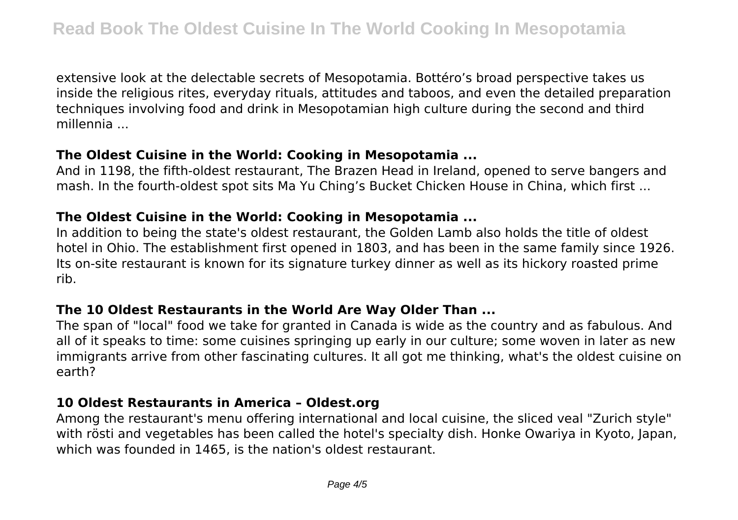extensive look at the delectable secrets of Mesopotamia. Bottéro's broad perspective takes us inside the religious rites, everyday rituals, attitudes and taboos, and even the detailed preparation techniques involving food and drink in Mesopotamian high culture during the second and third millennia ...

### The Oldest Cuisine in the World: Cooking in Mesopotamia ...

And in 1198, the fifth-oldest restaurant, The Brazen Head in Ireland, opened to serve bangers and mash. In the fourth-oldest spot sits Ma Yu Ching's Bucket Chicken House in China, which first ...

### The Oldest Cuisine in the World: Cooking in Mesopotamia ...

In addition to being the state's oldest restaurant, the Golden Lamb also holds the title of oldest hotel in Ohio. The establishment first opened in 1803, and has been in the same family since 1926. Its on-site restaurant is known for its signature turkey dinner as well as its hickory roasted prime rib.

### The 10 Oldest Restaurants in the World Are Way Older Than ...

The span of "local" food we take for granted in Canada is wide as the country and as fabulous. And all of it speaks to time: some cuisines springing up early in our culture; some woven in later as new immigrants arrive from other fascinating cultures. It all got me thinking, what's the oldest cuisine on earth?

### 10 Oldest Restaurants in America – Oldest.org

Among the restaurant's menu offering international and local cuisine, the sliced veal "Zurich style" with rösti and vegetables has been called the hotel's specialty dish. Honke Owariya in Kyoto, Japan, which was founded in 1465, is the nation's oldest restaurant.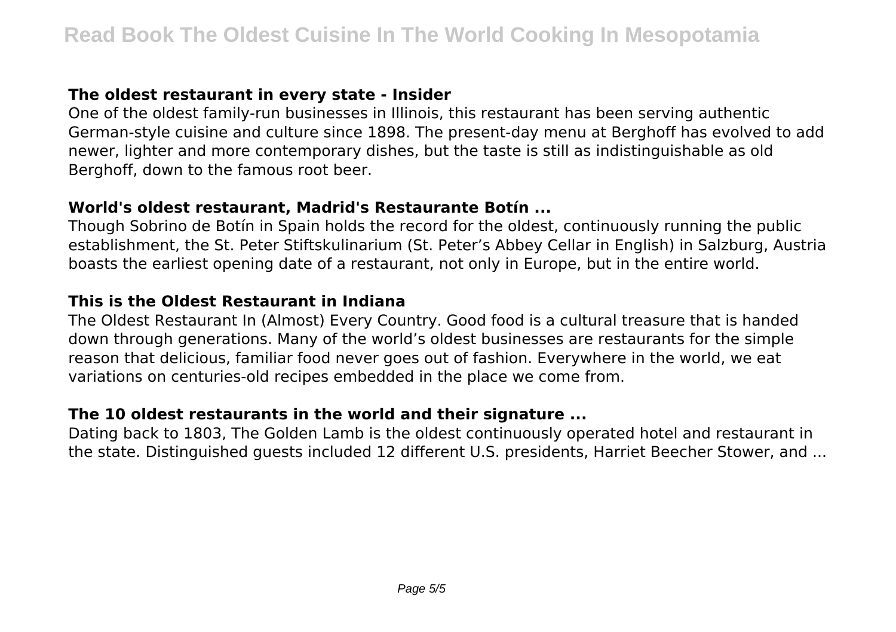### The oldest restaurant in every state - Insider

One of the oldest family-run businesses in Illinois, this restaurant has been serving authentic German-style cuisine and culture since 1898. The present-day menu at Berghoff has evolved to add newer, lighter and more contemporary dishes, but the taste is still as indistinguishable as old Berghoff, down to the famous root beer.

### World's oldest restaurant, Madrid's Restaurante Botín ...

Though Sobrino de Botín in Spain holds the record for the oldest, continuously running the public establishment, the St. Peter Stiftskulinarium (St. Peter's Abbey Cellar in English) in Salzburg, Austria boasts the earliest opening date of a restaurant, not only in Europe, but in the entire world.

### This is the Oldest Restaurant in Indiana

The Oldest Restaurant In (Almost) Every Country. Good food is a cultural treasure that is handed down through generations. Many of the world's oldest businesses are restaurants for the simple reason that delicious, familiar food never goes out of fashion. Everywhere in the world, we eat variations on centuries-old recipes embedded in the place we come from.

### The 10 oldest restaurants in the world and their signature ...

Dating back to 1803, The Golden Lamb is the oldest continuously operated hotel and restaurant in the state. Distinguished guests included 12 different U.S. presidents, Harriet Beecher Stower, and ...